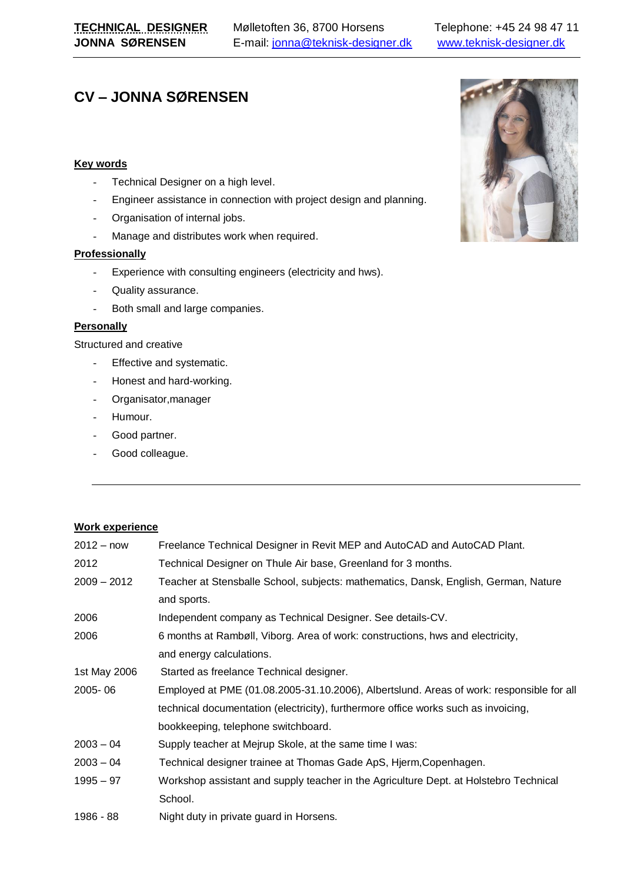**TECHNICAL DESIGNER**
**JONNA SØRENSEN**

Mølletoften 36, 8700 Horsens
E-mail: jonna@teknisk-designer.dk

Telephone: +45 24 98 47 11
www.teknisk-designer.dk

# CV – JONNA SØRENSEN

**Key words**

- Technical Designer on a high level.
- Engineer assistance in connection with project design and planning.
- Organisation of internal jobs.
- Manage and distributes work when required.

**Professionally**

- Experience with consulting engineers (electricity and hws).
- Quality assurance.
- Both small and large companies.

**Personally**

Structured and creative

- Effective and systematic.
- Honest and hard-working.
- Organisator,manager
- Humour.
- Good partner.
- Good colleague.

---

**Work experience**

| | |
|---|---|
| 2012 – now | Freelance Technical Designer in Revit MEP and AutoCAD and AutoCAD Plant. |
| 2012 | Technical Designer on Thule Air base, Greenland for 3 months. |
| 2009 – 2012 | Teacher at Stensballe School, subjects: mathematics, Dansk, English, German, Nature and sports. |
| 2006 | Independent company as Technical Designer. See details-CV. |
| 2006 | 6 months at Rambøll, Viborg. Area of work: constructions, hws and electricity, and energy calculations. |
| 1st May 2006 | Started as freelance Technical designer. |
| 2005- 06 | Employed at PME (01.08.2005-31.10.2006), Albertslund. Areas of work: responsible for all technical documentation (electricity), furthermore office works such as invoicing, bookkeeping, telephone switchboard. |
| 2003 – 04 | Supply teacher at Mejrup Skole, at the same time I was: |
| 2003 – 04 | Technical designer trainee at Thomas Gade ApS, Hjerm,Copenhagen. |
| 1995 – 97 | Workshop assistant and supply teacher in the Agriculture Dept. at Holstebro Technical School. |
| 1986 - 88 | Night duty in private guard in Horsens. |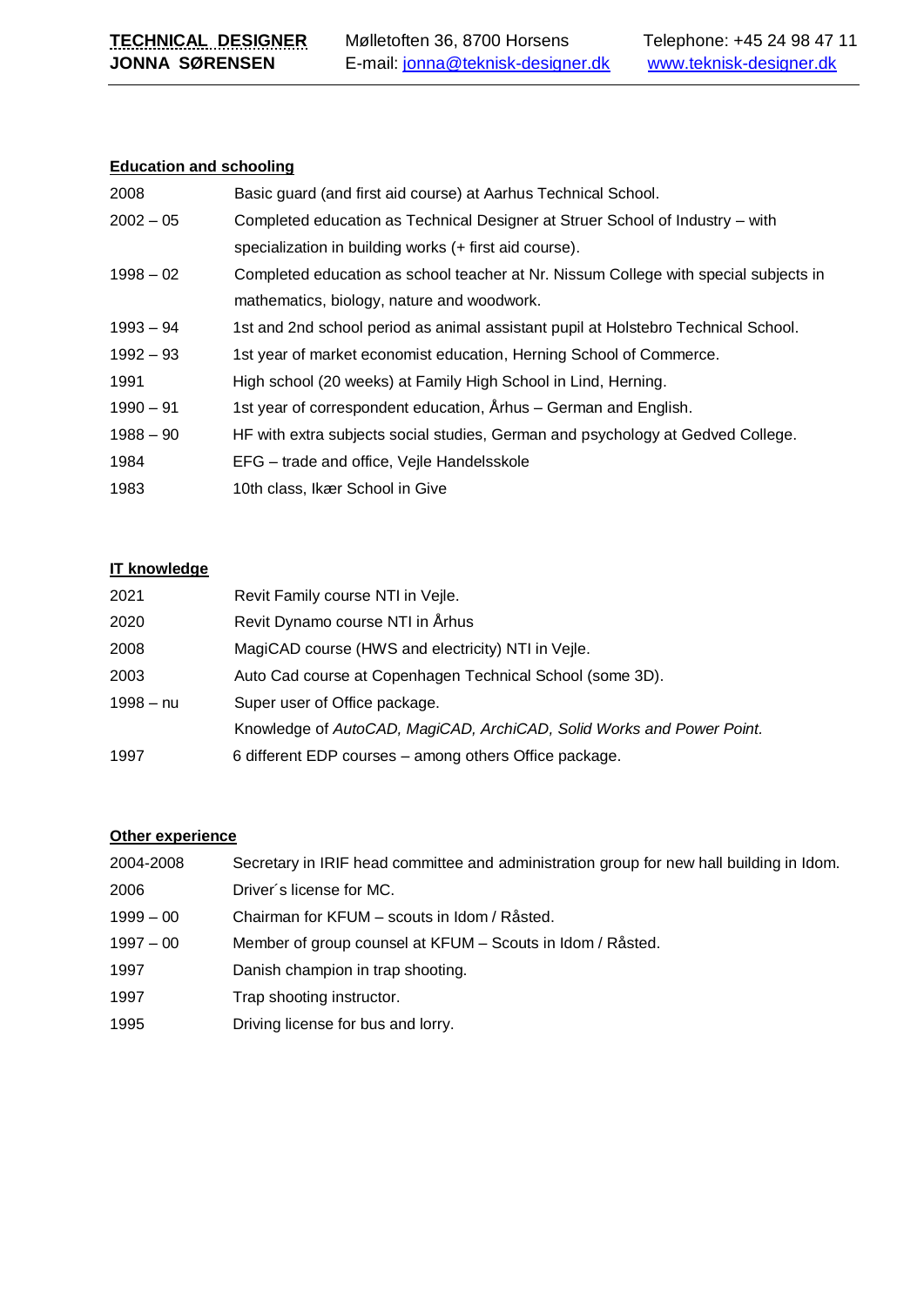## Education and schooling

| | |
|---|---|
| 2008 | Basic guard (and first aid course) at Aarhus Technical School. |
| 2002 – 05 | Completed education as Technical Designer at Struer School of Industry – with specialization in building works (+ first aid course). |
| 1998 – 02 | Completed education as school teacher at Nr. Nissum College with special subjects in mathematics, biology, nature and woodwork. |
| 1993 – 94 | 1st and 2nd school period as animal assistant pupil at Holstebro Technical School. |
| 1992 – 93 | 1st year of market economist education, Herning School of Commerce. |
| 1991 | High school (20 weeks) at Family High School in Lind, Herning. |
| 1990 – 91 | 1st year of correspondent education, Århus – German and English. |
| 1988 – 90 | HF with extra subjects social studies, German and psychology at Gedved College. |
| 1984 | EFG – trade and office, Vejle Handelsskole |
| 1983 | 10th class, Ikær School in Give |

## IT knowledge

| | |
|---|---|
| 2021 | Revit Family course NTI in Vejle. |
| 2020 | Revit Dynamo course NTI in Århus |
| 2008 | MagiCAD course (HWS and electricity) NTI in Vejle. |
| 2003 | Auto Cad course at Copenhagen Technical School (some 3D). |
| 1998 – nu | Super user of Office package. |
| | Knowledge of *AutoCAD, MagiCAD, ArchiCAD, Solid Works and Power Point.* |
| 1997 | 6 different EDP courses – among others Office package. |

## Other experience

| | |
|---|---|
| 2004-2008 | Secretary in IRIF head committee and administration group for new hall building in Idom. |
| 2006 | Driver´s license for MC. |
| 1999 – 00 | Chairman for KFUM – scouts in Idom / Råsted. |
| 1997 – 00 | Member of group counsel at KFUM – Scouts in Idom / Råsted. |
| 1997 | Danish champion in trap shooting. |
| 1997 | Trap shooting instructor. |
| 1995 | Driving license for bus and lorry. |